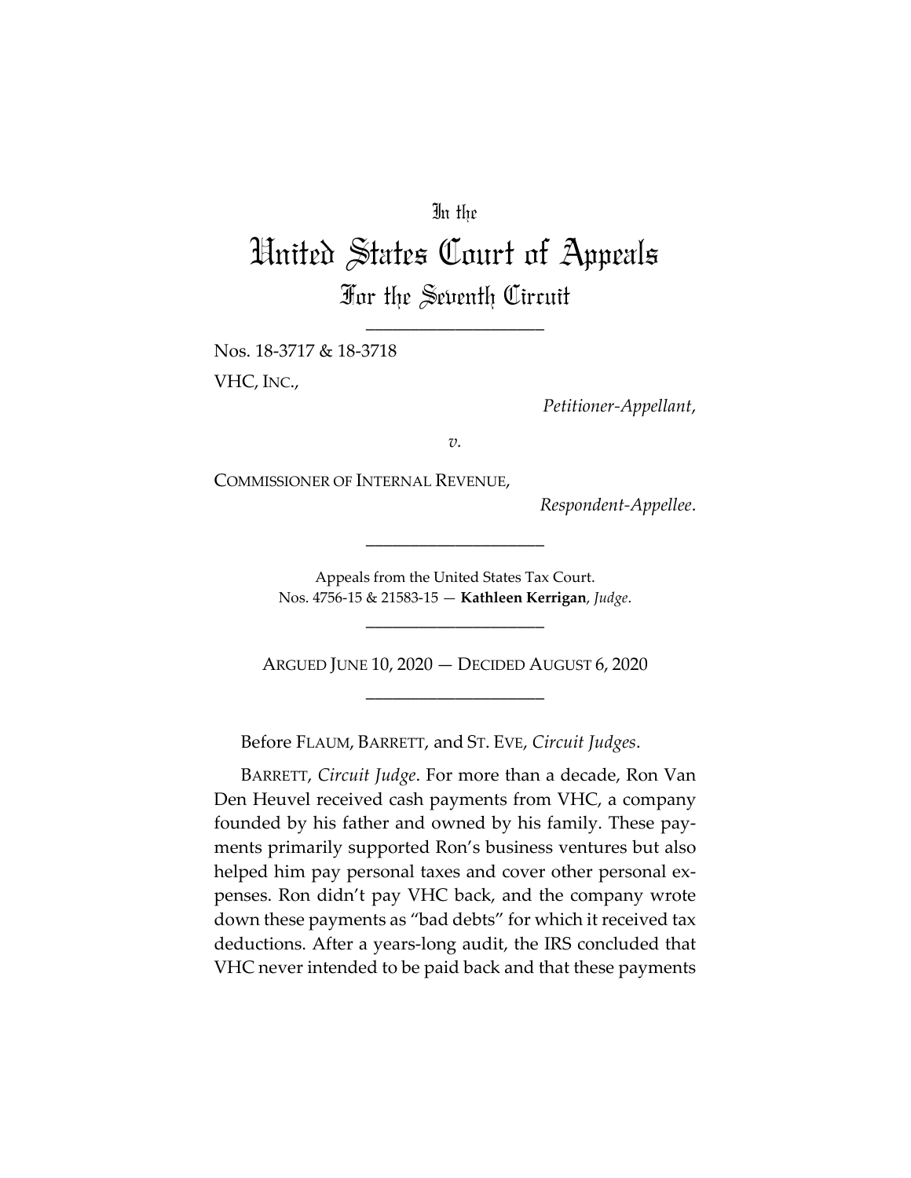In the

# United States Court of Appeals

## For the Seventh Circuit

\_\_\_\_\_\_\_\_\_\_\_\_\_\_\_\_\_\_\_\_

Nos. 18-3717 & 18-3718

VHC, INC.,

*Petitioner-Appellant*,

*v.*

COMMISSIONER OF INTERNAL REVENUE,

*Respondent-Appellee*.

\_\_\_\_\_\_\_\_\_\_\_\_\_\_\_\_\_\_\_\_

Appeals from the United States Tax Court.
Nos. 4756-15 & 21583-15 — **Kathleen Kerrigan**, *Judge*.

\_\_\_\_\_\_\_\_\_\_\_\_\_\_\_\_\_\_\_\_

ARGUED JUNE 10, 2020 — DECIDED AUGUST 6, 2020

\_\_\_\_\_\_\_\_\_\_\_\_\_\_\_\_\_\_\_\_

Before FLAUM, BARRETT, and ST. EVE, *Circuit Judges*.

BARRETT, *Circuit Judge*. For more than a decade, Ron Van Den Heuvel received cash payments from VHC, a company founded by his father and owned by his family. These payments primarily supported Ron's business ventures but also helped him pay personal taxes and cover other personal expenses. Ron didn't pay VHC back, and the company wrote down these payments as "bad debts" for which it received tax deductions. After a years-long audit, the IRS concluded that VHC never intended to be paid back and that these payments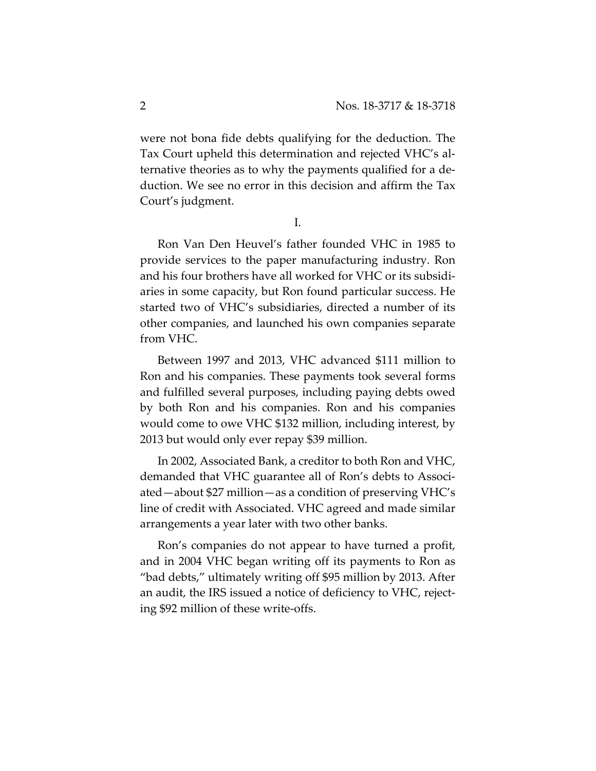were not bona fide debts qualifying for the deduction. The Tax Court upheld this determination and rejected VHC's alternative theories as to why the payments qualified for a deduction. We see no error in this decision and affirm the Tax Court's judgment.

## I.

Ron Van Den Heuvel's father founded VHC in 1985 to provide services to the paper manufacturing industry. Ron and his four brothers have all worked for VHC or its subsidiaries in some capacity, but Ron found particular success. He started two of VHC's subsidiaries, directed a number of its other companies, and launched his own companies separate from VHC.

Between 1997 and 2013, VHC advanced $111 million to Ron and his companies. These payments took several forms and fulfilled several purposes, including paying debts owed by both Ron and his companies. Ron and his companies would come to owe VHC $132 million, including interest, by 2013 but would only ever repay $39 million.

In 2002, Associated Bank, a creditor to both Ron and VHC, demanded that VHC guarantee all of Ron's debts to Associated—about $27 million—as a condition of preserving VHC's line of credit with Associated. VHC agreed and made similar arrangements a year later with two other banks.

Ron's companies do not appear to have turned a profit, and in 2004 VHC began writing off its payments to Ron as "bad debts," ultimately writing off $95 million by 2013. After an audit, the IRS issued a notice of deficiency to VHC, rejecting $92 million of these write-offs.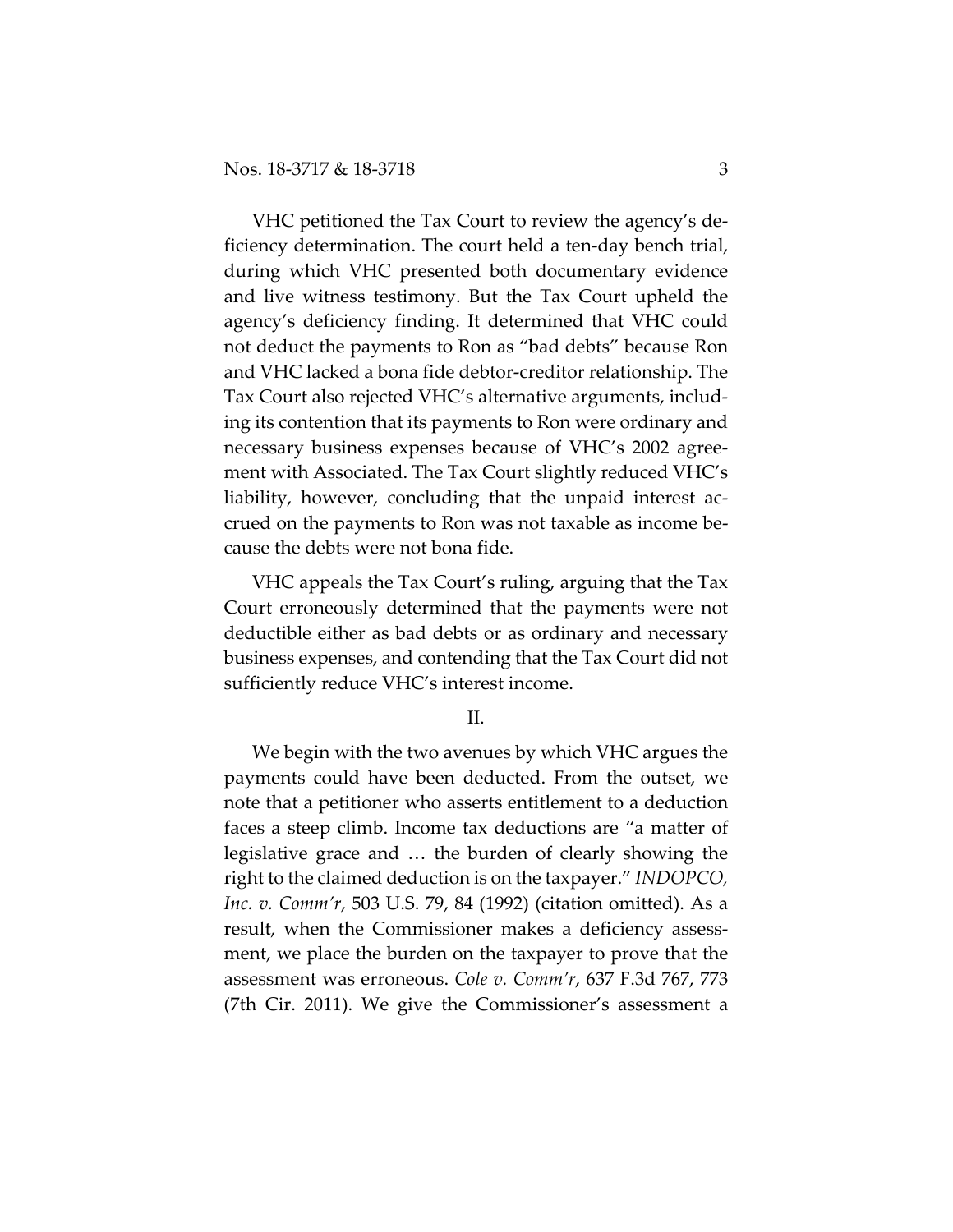VHC petitioned the Tax Court to review the agency's deficiency determination. The court held a ten-day bench trial, during which VHC presented both documentary evidence and live witness testimony. But the Tax Court upheld the agency's deficiency finding. It determined that VHC could not deduct the payments to Ron as "bad debts" because Ron and VHC lacked a bona fide debtor-creditor relationship. The Tax Court also rejected VHC's alternative arguments, including its contention that its payments to Ron were ordinary and necessary business expenses because of VHC's 2002 agreement with Associated. The Tax Court slightly reduced VHC's liability, however, concluding that the unpaid interest accrued on the payments to Ron was not taxable as income because the debts were not bona fide.

VHC appeals the Tax Court's ruling, arguing that the Tax Court erroneously determined that the payments were not deductible either as bad debts or as ordinary and necessary business expenses, and contending that the Tax Court did not sufficiently reduce VHC's interest income.

## II.

We begin with the two avenues by which VHC argues the payments could have been deducted. From the outset, we note that a petitioner who asserts entitlement to a deduction faces a steep climb. Income tax deductions are "a matter of legislative grace and … the burden of clearly showing the right to the claimed deduction is on the taxpayer." *INDOPCO, Inc. v. Comm'r*, 503 U.S. 79, 84 (1992) (citation omitted). As a result, when the Commissioner makes a deficiency assessment, we place the burden on the taxpayer to prove that the assessment was erroneous. *Cole v. Comm'r*, 637 F.3d 767, 773 (7th Cir. 2011). We give the Commissioner's assessment a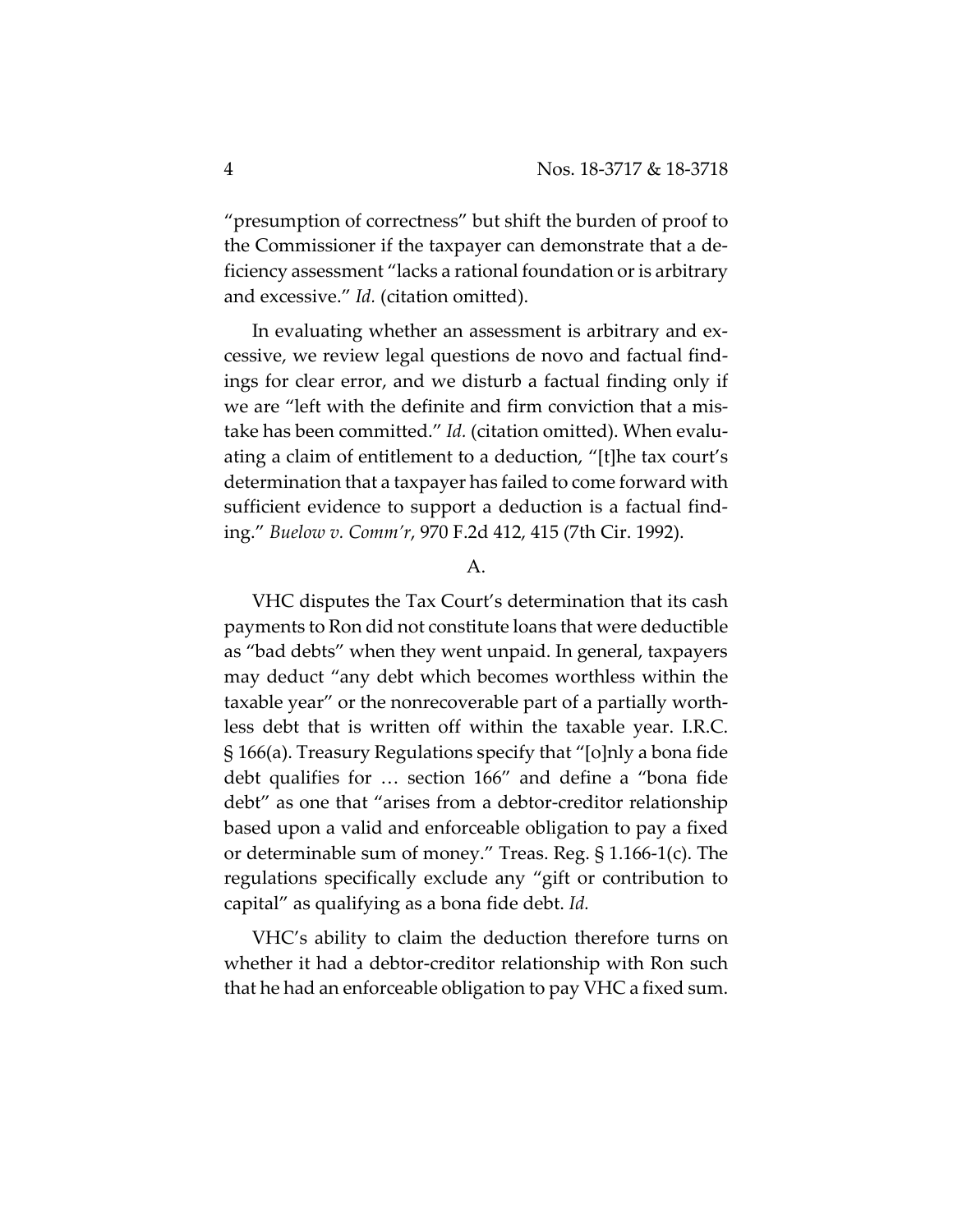"presumption of correctness" but shift the burden of proof to the Commissioner if the taxpayer can demonstrate that a deficiency assessment "lacks a rational foundation or is arbitrary and excessive." *Id.* (citation omitted).

In evaluating whether an assessment is arbitrary and excessive, we review legal questions de novo and factual findings for clear error, and we disturb a factual finding only if we are "left with the definite and firm conviction that a mistake has been committed." *Id.* (citation omitted). When evaluating a claim of entitlement to a deduction, "[t]he tax court's determination that a taxpayer has failed to come forward with sufficient evidence to support a deduction is a factual finding." *Buelow v. Comm'r*, 970 F.2d 412, 415 (7th Cir. 1992).

A.

VHC disputes the Tax Court's determination that its cash payments to Ron did not constitute loans that were deductible as "bad debts" when they went unpaid. In general, taxpayers may deduct "any debt which becomes worthless within the taxable year" or the nonrecoverable part of a partially worthless debt that is written off within the taxable year. I.R.C. § 166(a). Treasury Regulations specify that "[o]nly a bona fide debt qualifies for … section 166" and define a "bona fide debt" as one that "arises from a debtor-creditor relationship based upon a valid and enforceable obligation to pay a fixed or determinable sum of money." Treas. Reg. § 1.166-1(c). The regulations specifically exclude any "gift or contribution to capital" as qualifying as a bona fide debt. *Id.*

VHC's ability to claim the deduction therefore turns on whether it had a debtor-creditor relationship with Ron such that he had an enforceable obligation to pay VHC a fixed sum.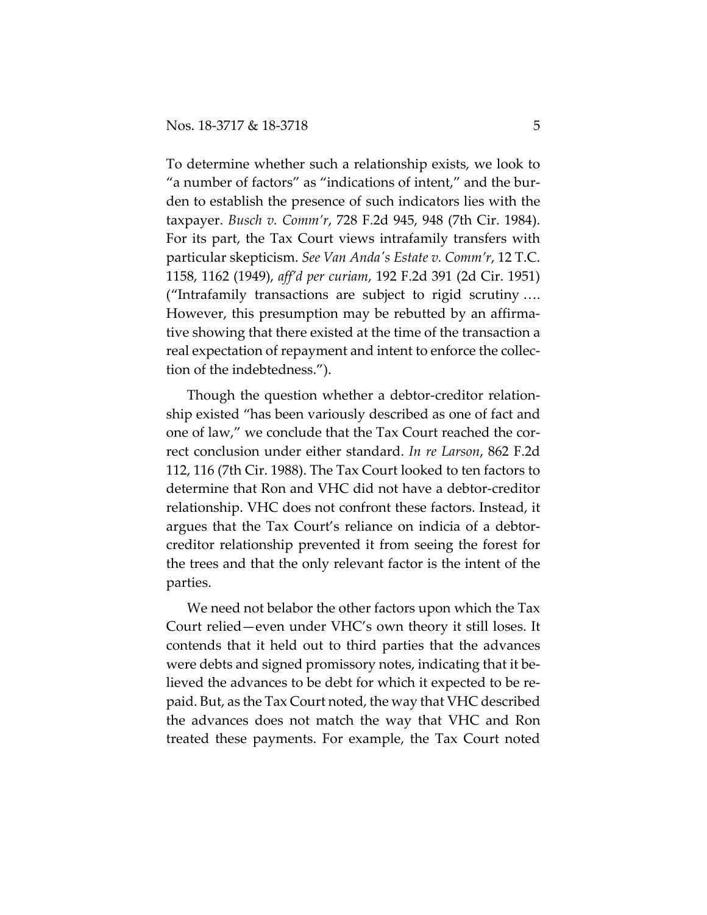To determine whether such a relationship exists, we look to "a number of factors" as "indications of intent," and the burden to establish the presence of such indicators lies with the taxpayer. *Busch v. Comm'r*, 728 F.2d 945, 948 (7th Cir. 1984). For its part, the Tax Court views intrafamily transfers with particular skepticism. *See Van Anda's Estate v. Comm'r*, 12 T.C. 1158, 1162 (1949), *aff'd per curiam*, 192 F.2d 391 (2d Cir. 1951) ("Intrafamily transactions are subject to rigid scrutiny …. However, this presumption may be rebutted by an affirmative showing that there existed at the time of the transaction a real expectation of repayment and intent to enforce the collection of the indebtedness.").

Though the question whether a debtor-creditor relationship existed "has been variously described as one of fact and one of law," we conclude that the Tax Court reached the correct conclusion under either standard. *In re Larson*, 862 F.2d 112, 116 (7th Cir. 1988). The Tax Court looked to ten factors to determine that Ron and VHC did not have a debtor-creditor relationship. VHC does not confront these factors. Instead, it argues that the Tax Court's reliance on indicia of a debtor-creditor relationship prevented it from seeing the forest for the trees and that the only relevant factor is the intent of the parties.

We need not belabor the other factors upon which the Tax Court relied—even under VHC's own theory it still loses. It contends that it held out to third parties that the advances were debts and signed promissory notes, indicating that it believed the advances to be debt for which it expected to be repaid. But, as the Tax Court noted, the way that VHC described the advances does not match the way that VHC and Ron treated these payments. For example, the Tax Court noted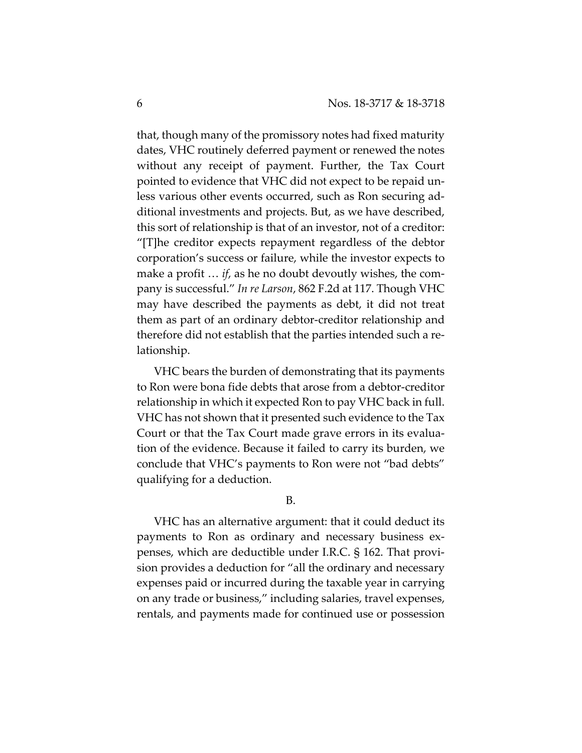that, though many of the promissory notes had fixed maturity dates, VHC routinely deferred payment or renewed the notes without any receipt of payment. Further, the Tax Court pointed to evidence that VHC did not expect to be repaid unless various other events occurred, such as Ron securing additional investments and projects. But, as we have described, this sort of relationship is that of an investor, not of a creditor: "[T]he creditor expects repayment regardless of the debtor corporation's success or failure, while the investor expects to make a profit … *if*, as he no doubt devoutly wishes, the company is successful." *In re Larson*, 862 F.2d at 117. Though VHC may have described the payments as debt, it did not treat them as part of an ordinary debtor-creditor relationship and therefore did not establish that the parties intended such a relationship.

VHC bears the burden of demonstrating that its payments to Ron were bona fide debts that arose from a debtor-creditor relationship in which it expected Ron to pay VHC back in full. VHC has not shown that it presented such evidence to the Tax Court or that the Tax Court made grave errors in its evaluation of the evidence. Because it failed to carry its burden, we conclude that VHC's payments to Ron were not "bad debts" qualifying for a deduction.

B.

VHC has an alternative argument: that it could deduct its payments to Ron as ordinary and necessary business expenses, which are deductible under I.R.C. § 162. That provision provides a deduction for "all the ordinary and necessary expenses paid or incurred during the taxable year in carrying on any trade or business," including salaries, travel expenses, rentals, and payments made for continued use or possession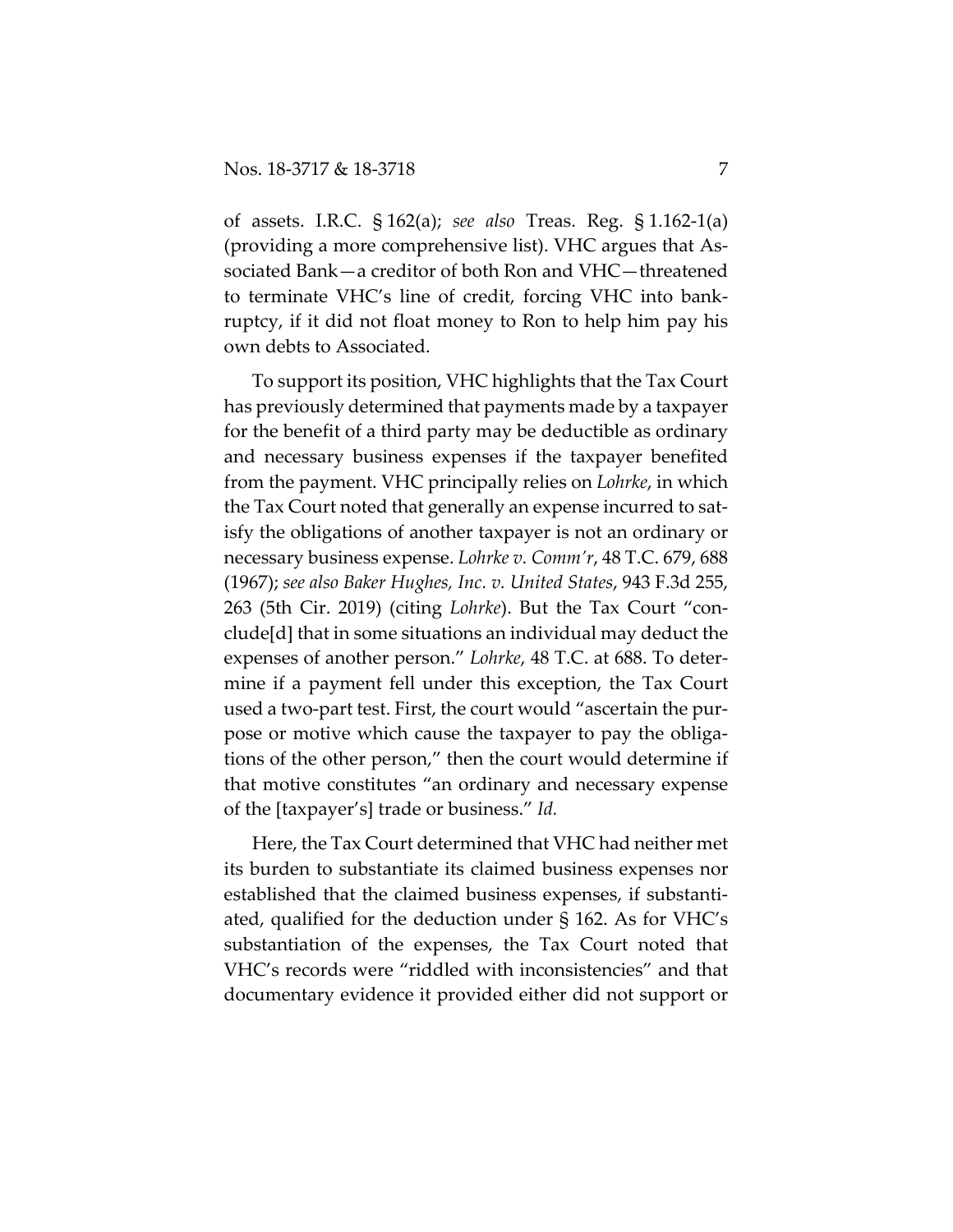of assets. I.R.C. § 162(a); *see also* Treas. Reg. § 1.162-1(a) (providing a more comprehensive list). VHC argues that Associated Bank—a creditor of both Ron and VHC—threatened to terminate VHC's line of credit, forcing VHC into bankruptcy, if it did not float money to Ron to help him pay his own debts to Associated.

To support its position, VHC highlights that the Tax Court has previously determined that payments made by a taxpayer for the benefit of a third party may be deductible as ordinary and necessary business expenses if the taxpayer benefited from the payment. VHC principally relies on *Lohrke*, in which the Tax Court noted that generally an expense incurred to satisfy the obligations of another taxpayer is not an ordinary or necessary business expense. *Lohrke v. Comm'r*, 48 T.C. 679, 688 (1967); *see also Baker Hughes, Inc. v. United States*, 943 F.3d 255, 263 (5th Cir. 2019) (citing *Lohrke*). But the Tax Court "conclude[d] that in some situations an individual may deduct the expenses of another person." *Lohrke*, 48 T.C. at 688. To determine if a payment fell under this exception, the Tax Court used a two-part test. First, the court would "ascertain the purpose or motive which cause the taxpayer to pay the obligations of the other person," then the court would determine if that motive constitutes "an ordinary and necessary expense of the [taxpayer's] trade or business." *Id.*

Here, the Tax Court determined that VHC had neither met its burden to substantiate its claimed business expenses nor established that the claimed business expenses, if substantiated, qualified for the deduction under § 162. As for VHC's substantiation of the expenses, the Tax Court noted that VHC's records were "riddled with inconsistencies" and that documentary evidence it provided either did not support or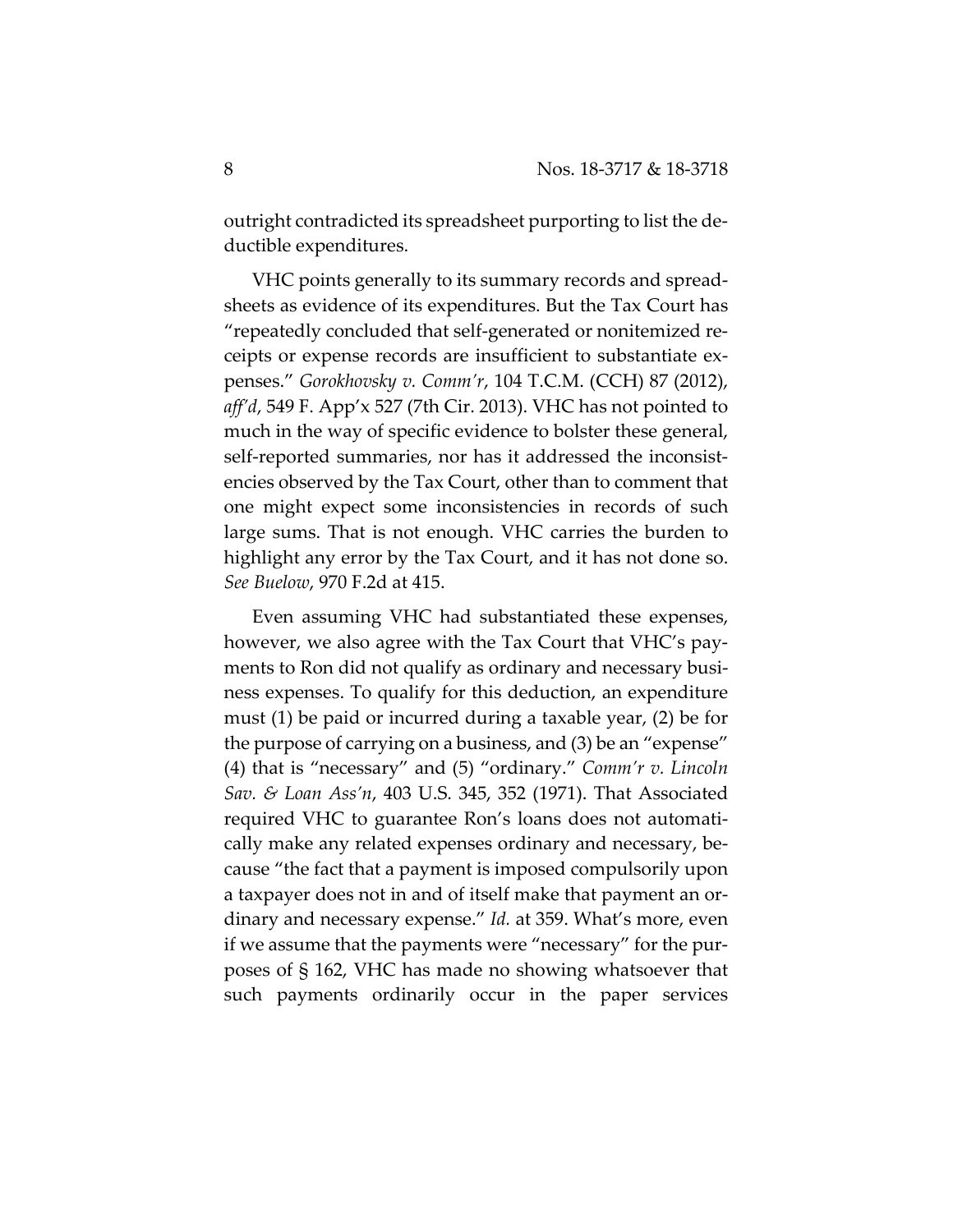outright contradicted its spreadsheet purporting to list the deductible expenditures.

VHC points generally to its summary records and spreadsheets as evidence of its expenditures. But the Tax Court has "repeatedly concluded that self-generated or nonitemized receipts or expense records are insufficient to substantiate expenses." *Gorokhovsky v. Comm'r*, 104 T.C.M. (CCH) 87 (2012), *aff'd*, 549 F. App'x 527 (7th Cir. 2013). VHC has not pointed to much in the way of specific evidence to bolster these general, self-reported summaries, nor has it addressed the inconsistencies observed by the Tax Court, other than to comment that one might expect some inconsistencies in records of such large sums. That is not enough. VHC carries the burden to highlight any error by the Tax Court, and it has not done so. *See Buelow*, 970 F.2d at 415.

Even assuming VHC had substantiated these expenses, however, we also agree with the Tax Court that VHC's payments to Ron did not qualify as ordinary and necessary business expenses. To qualify for this deduction, an expenditure must (1) be paid or incurred during a taxable year, (2) be for the purpose of carrying on a business, and (3) be an "expense" (4) that is "necessary" and (5) "ordinary." *Comm'r v. Lincoln Sav. & Loan Ass'n*, 403 U.S. 345, 352 (1971). That Associated required VHC to guarantee Ron's loans does not automatically make any related expenses ordinary and necessary, because "the fact that a payment is imposed compulsorily upon a taxpayer does not in and of itself make that payment an ordinary and necessary expense." *Id.* at 359. What's more, even if we assume that the payments were "necessary" for the purposes of § 162, VHC has made no showing whatsoever that such payments ordinarily occur in the paper services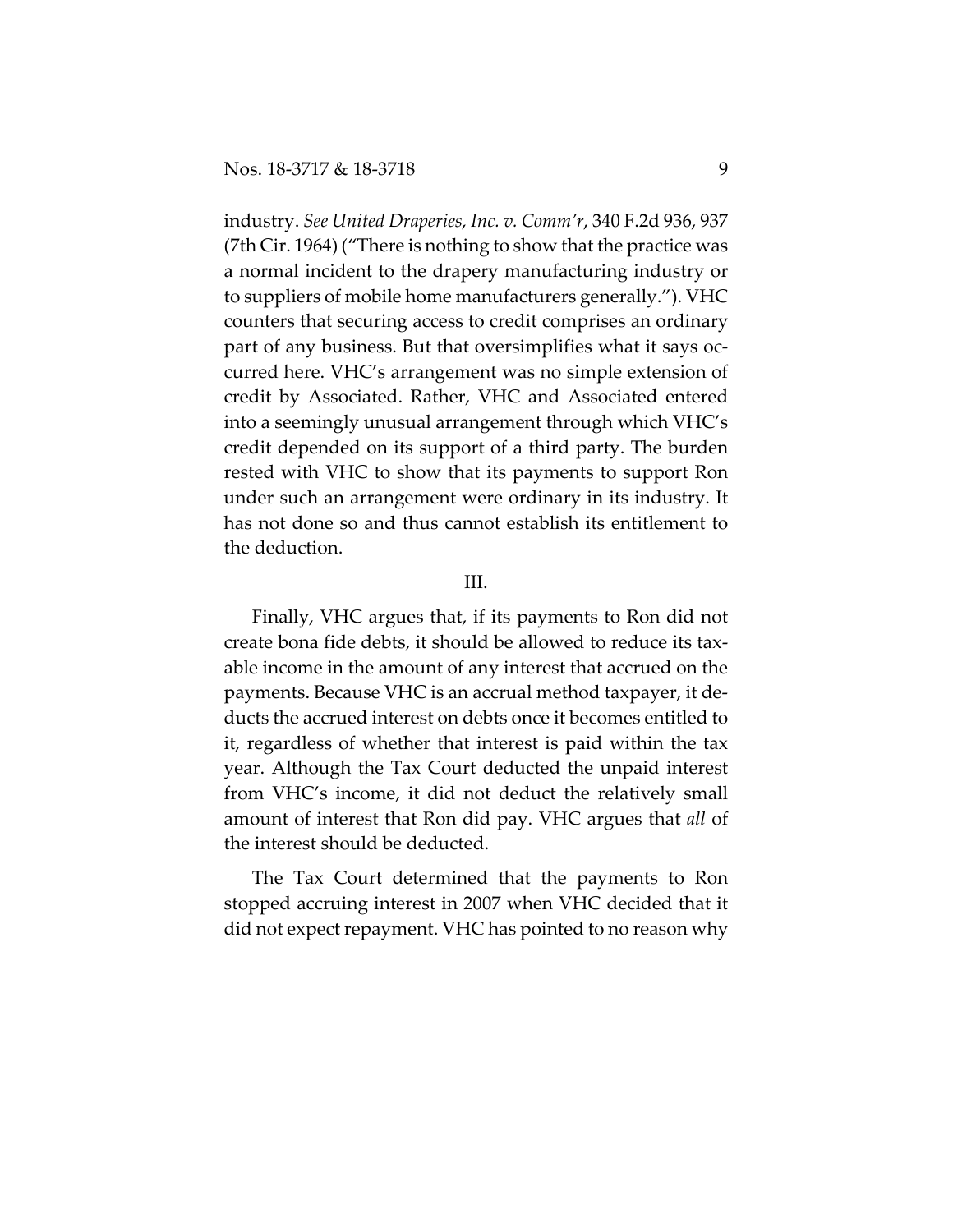industry. *See United Draperies, Inc. v. Comm'r*, 340 F.2d 936, 937 (7th Cir. 1964) ("There is nothing to show that the practice was a normal incident to the drapery manufacturing industry or to suppliers of mobile home manufacturers generally."). VHC counters that securing access to credit comprises an ordinary part of any business. But that oversimplifies what it says occurred here. VHC's arrangement was no simple extension of credit by Associated. Rather, VHC and Associated entered into a seemingly unusual arrangement through which VHC's credit depended on its support of a third party. The burden rested with VHC to show that its payments to support Ron under such an arrangement were ordinary in its industry. It has not done so and thus cannot establish its entitlement to the deduction.

## III.

Finally, VHC argues that, if its payments to Ron did not create bona fide debts, it should be allowed to reduce its taxable income in the amount of any interest that accrued on the payments. Because VHC is an accrual method taxpayer, it deducts the accrued interest on debts once it becomes entitled to it, regardless of whether that interest is paid within the tax year. Although the Tax Court deducted the unpaid interest from VHC's income, it did not deduct the relatively small amount of interest that Ron did pay. VHC argues that *all* of the interest should be deducted.

The Tax Court determined that the payments to Ron stopped accruing interest in 2007 when VHC decided that it did not expect repayment. VHC has pointed to no reason why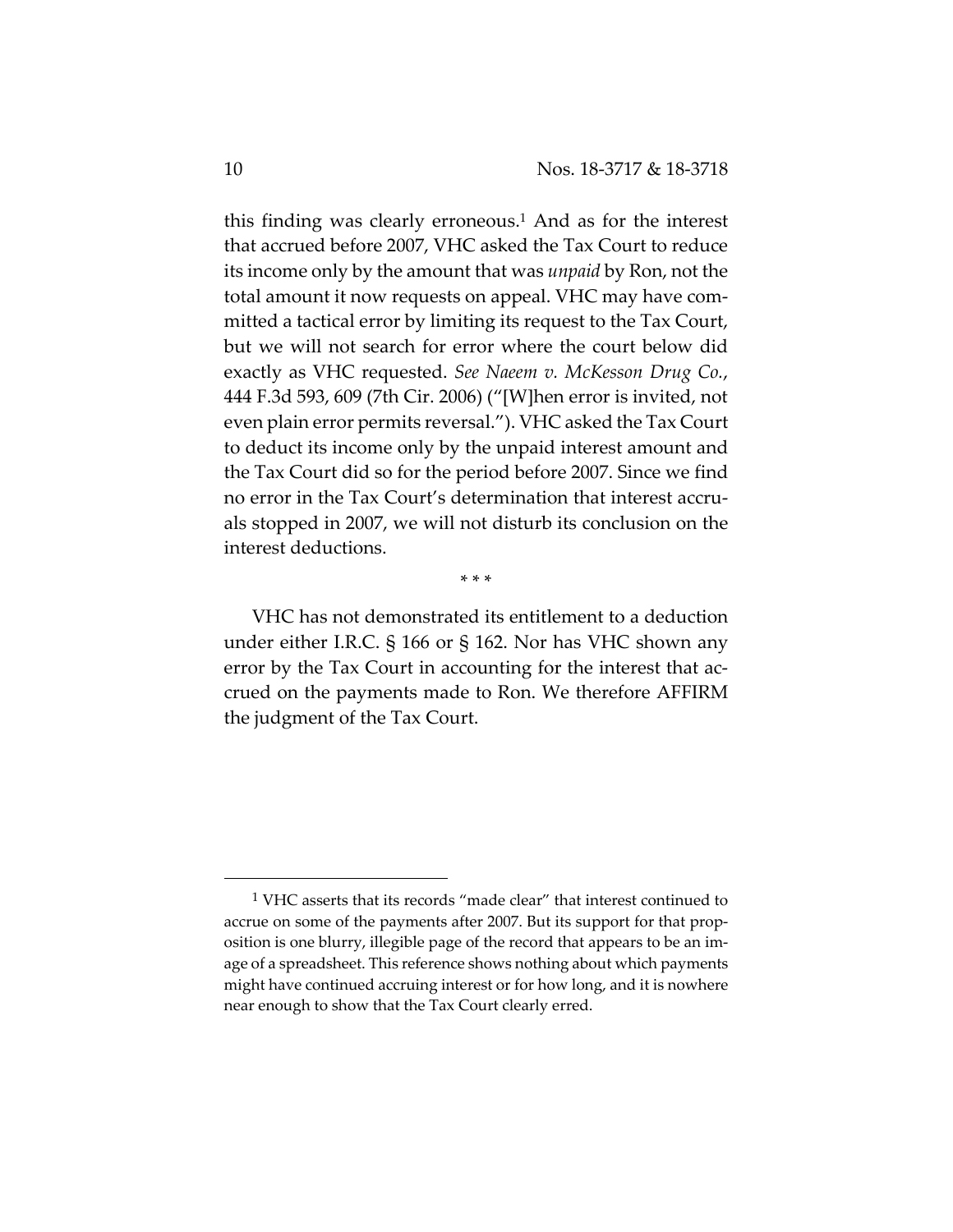this finding was clearly erroneous.[1] And as for the interest that accrued before 2007, VHC asked the Tax Court to reduce its income only by the amount that was *unpaid* by Ron, not the total amount it now requests on appeal. VHC may have committed a tactical error by limiting its request to the Tax Court, but we will not search for error where the court below did exactly as VHC requested. *See Naeem v. McKesson Drug Co.*, 444 F.3d 593, 609 (7th Cir. 2006) ("[W]hen error is invited, not even plain error permits reversal."). VHC asked the Tax Court to deduct its income only by the unpaid interest amount and the Tax Court did so for the period before 2007. Since we find no error in the Tax Court's determination that interest accruals stopped in 2007, we will not disturb its conclusion on the interest deductions.

\* \* \*

VHC has not demonstrated its entitlement to a deduction under either I.R.C. § 166 or § 162. Nor has VHC shown any error by the Tax Court in accounting for the interest that accrued on the payments made to Ron. We therefore AFFIRM the judgment of the Tax Court.

---

[1] VHC asserts that its records "made clear" that interest continued to accrue on some of the payments after 2007. But its support for that proposition is one blurry, illegible page of the record that appears to be an image of a spreadsheet. This reference shows nothing about which payments might have continued accruing interest or for how long, and it is nowhere near enough to show that the Tax Court clearly erred.